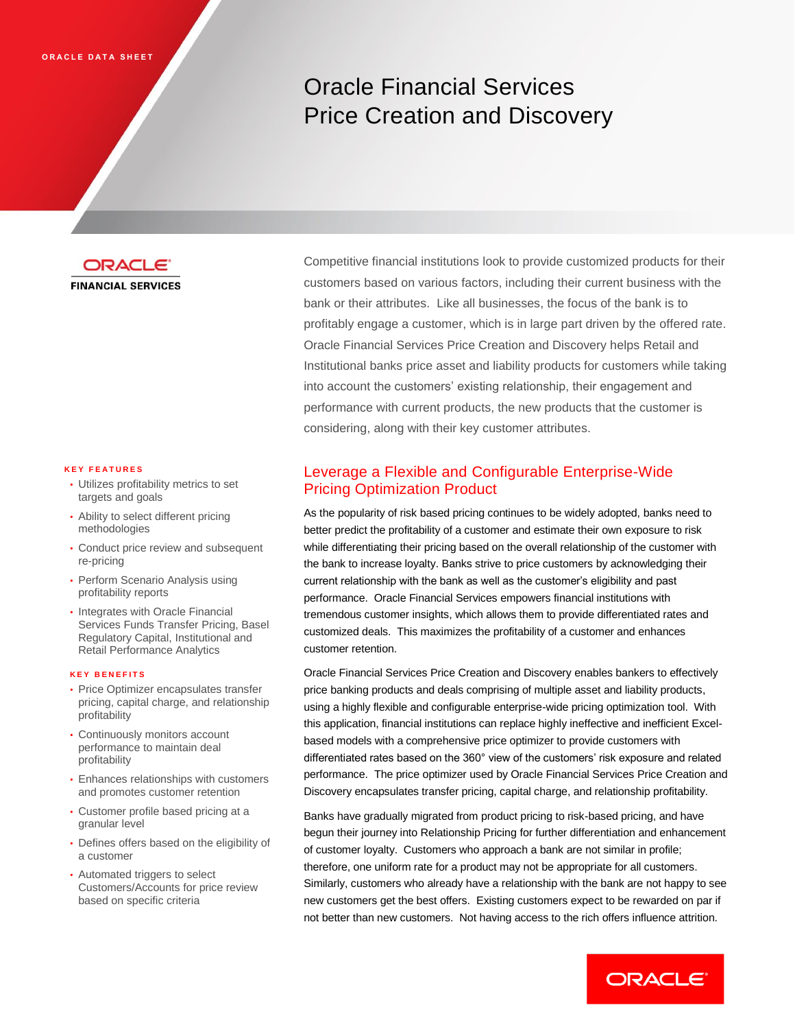ORACLE DATA SHEET

# Oracle Financial Services Price Creation and Discovery

ORACLE FINANCIAL SERVICES

Competitive financial institutions look to provide customized products for their customers based on various factors, including their current business with the bank or their attributes. Like all businesses, the focus of the bank is to profitably engage a customer, which is in large part driven by the offered rate. Oracle Financial Services Price Creation and Discovery helps Retail and Institutional banks price asset and liability products for customers while taking into account the customers' existing relationship, their engagement and performance with current products, the new products that the customer is considering, along with their key customer attributes.

### KEY FEATURES

- Utilizes profitability metrics to set targets and goals
- Ability to select different pricing methodologies
- Conduct price review and subsequent re-pricing
- Perform Scenario Analysis using profitability reports
- Integrates with Oracle Financial Services Funds Transfer Pricing, Basel Regulatory Capital, Institutional and Retail Performance Analytics

### KEY BENEFITS

- Price Optimizer encapsulates transfer pricing, capital charge, and relationship profitability
- Continuously monitors account performance to maintain deal profitability
- Enhances relationships with customers and promotes customer retention
- Customer profile based pricing at a granular level
- Defines offers based on the eligibility of a customer
- Automated triggers to select Customers/Accounts for price review based on specific criteria

## Leverage a Flexible and Configurable Enterprise-Wide Pricing Optimization Product

As the popularity of risk based pricing continues to be widely adopted, banks need to better predict the profitability of a customer and estimate their own exposure to risk while differentiating their pricing based on the overall relationship of the customer with the bank to increase loyalty. Banks strive to price customers by acknowledging their current relationship with the bank as well as the customer's eligibility and past performance. Oracle Financial Services empowers financial institutions with tremendous customer insights, which allows them to provide differentiated rates and customized deals. This maximizes the profitability of a customer and enhances customer retention.

Oracle Financial Services Price Creation and Discovery enables bankers to effectively price banking products and deals comprising of multiple asset and liability products, using a highly flexible and configurable enterprise-wide pricing optimization tool. With this application, financial institutions can replace highly ineffective and inefficient Excel-based models with a comprehensive price optimizer to provide customers with differentiated rates based on the 360° view of the customers' risk exposure and related performance. The price optimizer used by Oracle Financial Services Price Creation and Discovery encapsulates transfer pricing, capital charge, and relationship profitability.

Banks have gradually migrated from product pricing to risk-based pricing, and have begun their journey into Relationship Pricing for further differentiation and enhancement of customer loyalty. Customers who approach a bank are not similar in profile; therefore, one uniform rate for a product may not be appropriate for all customers. Similarly, customers who already have a relationship with the bank are not happy to see new customers get the best offers. Existing customers expect to be rewarded on par if not better than new customers. Not having access to the rich offers influence attrition.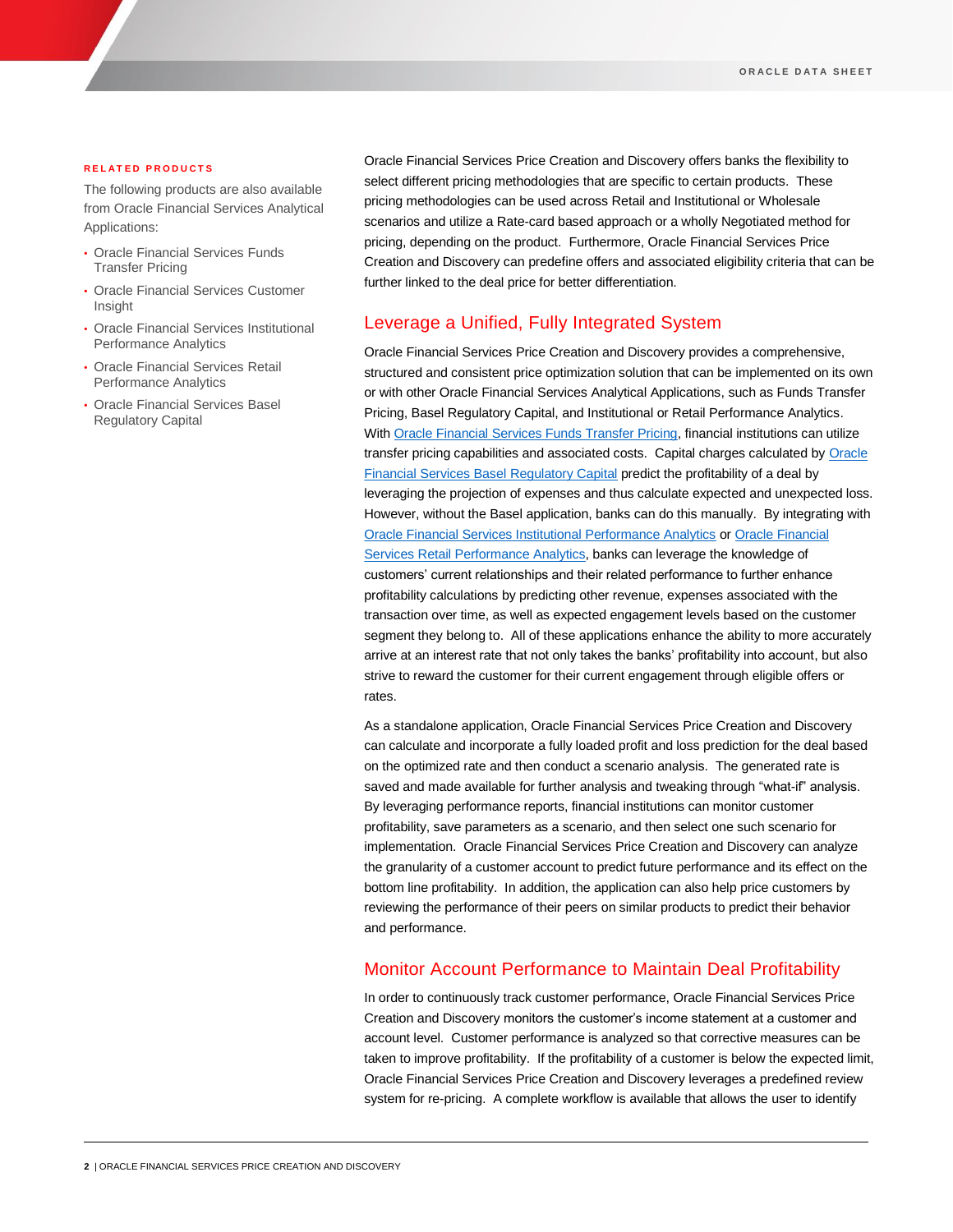**RELATED PRODUCTS**

The following products are also available from Oracle Financial Services Analytical Applications:

- Oracle Financial Services Funds Transfer Pricing
- Oracle Financial Services Customer Insight
- Oracle Financial Services Institutional Performance Analytics
- Oracle Financial Services Retail Performance Analytics
- Oracle Financial Services Basel Regulatory Capital

Oracle Financial Services Price Creation and Discovery offers banks the flexibility to select different pricing methodologies that are specific to certain products. These pricing methodologies can be used across Retail and Institutional or Wholesale scenarios and utilize a Rate-card based approach or a wholly Negotiated method for pricing, depending on the product. Furthermore, Oracle Financial Services Price Creation and Discovery can predefine offers and associated eligibility criteria that can be further linked to the deal price for better differentiation.

## Leverage a Unified, Fully Integrated System

Oracle Financial Services Price Creation and Discovery provides a comprehensive, structured and consistent price optimization solution that can be implemented on its own or with other Oracle Financial Services Analytical Applications, such as Funds Transfer Pricing, Basel Regulatory Capital, and Institutional or Retail Performance Analytics. With Oracle Financial Services Funds Transfer Pricing, financial institutions can utilize transfer pricing capabilities and associated costs. Capital charges calculated by Oracle Financial Services Basel Regulatory Capital predict the profitability of a deal by leveraging the projection of expenses and thus calculate expected and unexpected loss. However, without the Basel application, banks can do this manually. By integrating with Oracle Financial Services Institutional Performance Analytics or Oracle Financial Services Retail Performance Analytics, banks can leverage the knowledge of customers' current relationships and their related performance to further enhance profitability calculations by predicting other revenue, expenses associated with the transaction over time, as well as expected engagement levels based on the customer segment they belong to. All of these applications enhance the ability to more accurately arrive at an interest rate that not only takes the banks' profitability into account, but also strive to reward the customer for their current engagement through eligible offers or rates.

As a standalone application, Oracle Financial Services Price Creation and Discovery can calculate and incorporate a fully loaded profit and loss prediction for the deal based on the optimized rate and then conduct a scenario analysis. The generated rate is saved and made available for further analysis and tweaking through "what-if" analysis. By leveraging performance reports, financial institutions can monitor customer profitability, save parameters as a scenario, and then select one such scenario for implementation. Oracle Financial Services Price Creation and Discovery can analyze the granularity of a customer account to predict future performance and its effect on the bottom line profitability. In addition, the application can also help price customers by reviewing the performance of their peers on similar products to predict their behavior and performance.

## Monitor Account Performance to Maintain Deal Profitability

In order to continuously track customer performance, Oracle Financial Services Price Creation and Discovery monitors the customer's income statement at a customer and account level. Customer performance is analyzed so that corrective measures can be taken to improve profitability. If the profitability of a customer is below the expected limit, Oracle Financial Services Price Creation and Discovery leverages a predefined review system for re-pricing. A complete workflow is available that allows the user to identify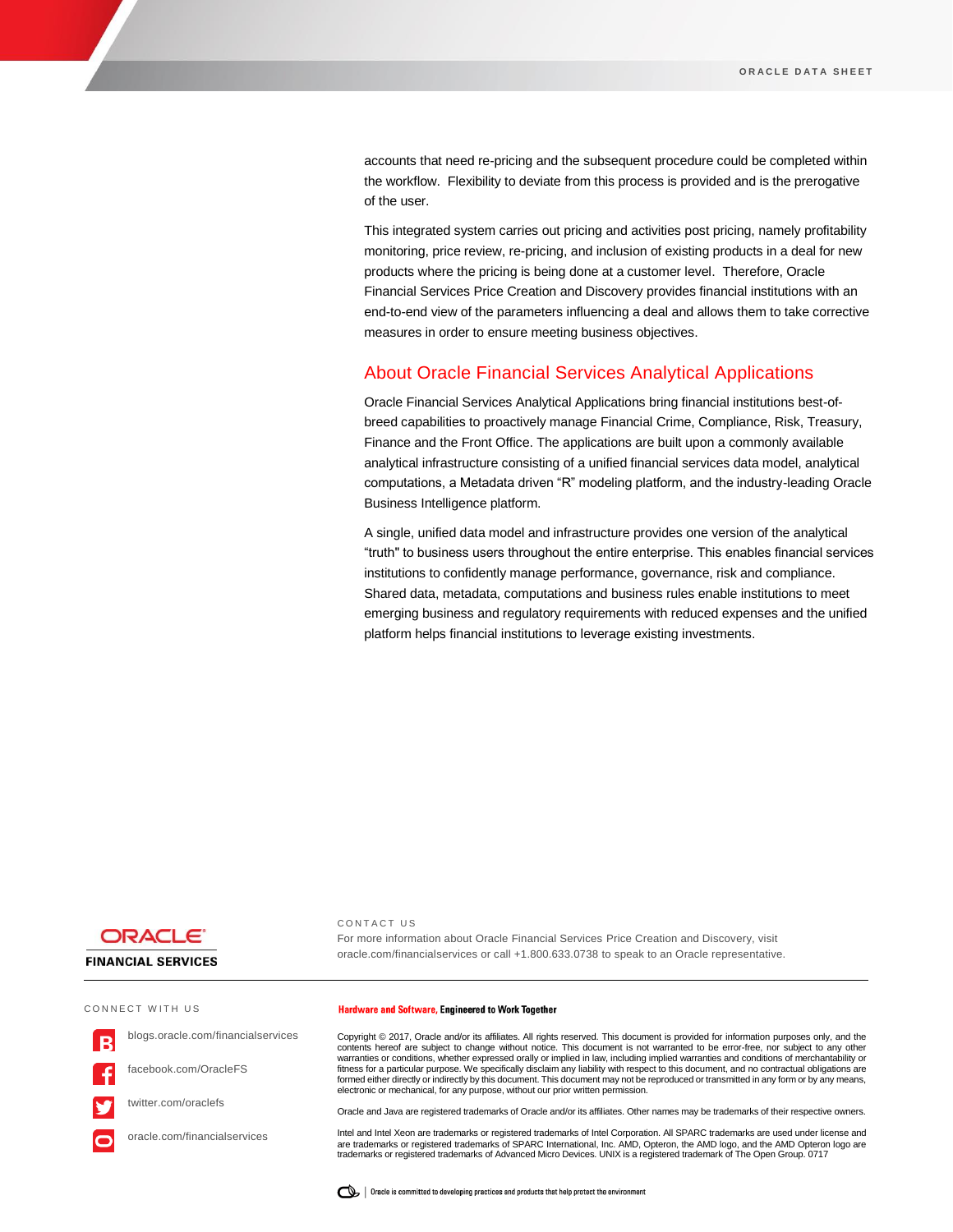accounts that need re-pricing and the subsequent procedure could be completed within the workflow. Flexibility to deviate from this process is provided and is the prerogative of the user.

This integrated system carries out pricing and activities post pricing, namely profitability monitoring, price review, re-pricing, and inclusion of existing products in a deal for new products where the pricing is being done at a customer level. Therefore, Oracle Financial Services Price Creation and Discovery provides financial institutions with an end-to-end view of the parameters influencing a deal and allows them to take corrective measures in order to ensure meeting business objectives.

## About Oracle Financial Services Analytical Applications

Oracle Financial Services Analytical Applications bring financial institutions best-of-breed capabilities to proactively manage Financial Crime, Compliance, Risk, Treasury, Finance and the Front Office. The applications are built upon a commonly available analytical infrastructure consisting of a unified financial services data model, analytical computations, a Metadata driven "R" modeling platform, and the industry-leading Oracle Business Intelligence platform.

A single, unified data model and infrastructure provides one version of the analytical "truth" to business users throughout the entire enterprise. This enables financial services institutions to confidently manage performance, governance, risk and compliance. Shared data, metadata, computations and business rules enable institutions to meet emerging business and regulatory requirements with reduced expenses and the unified platform helps financial institutions to leverage existing investments.

ORACLE
FINANCIAL SERVICES

CONTACT US

For more information about Oracle Financial Services Price Creation and Discovery, visit oracle.com/financialservices or call +1.800.633.0738 to speak to an Oracle representative.

CONNECT WITH US

- blogs.oracle.com/financialservices
- facebook.com/OracleFS
- twitter.com/oraclefs
- oracle.com/financialservices

**Hardware and Software, Engineered to Work Together**

Copyright © 2017, Oracle and/or its affiliates. All rights reserved. This document is provided for information purposes only, and the contents hereof are subject to change without notice. This document is not warranted to be error-free, nor subject to any other warranties or conditions, whether expressed orally or implied in law, including implied warranties and conditions of merchantability or fitness for a particular purpose. We specifically disclaim any liability with respect to this document, and no contractual obligations are formed either directly or indirectly by this document. This document may not be reproduced or transmitted in any form or by any means, electronic or mechanical, for any purpose, without our prior written permission.

Oracle and Java are registered trademarks of Oracle and/or its affiliates. Other names may be trademarks of their respective owners.

Intel and Intel Xeon are trademarks or registered trademarks of Intel Corporation. All SPARC trademarks are used under license and are trademarks or registered trademarks of SPARC International, Inc. AMD, Opteron, the AMD logo, and the AMD Opteron logo are trademarks or registered trademarks of Advanced Micro Devices. UNIX is a registered trademark of The Open Group. 0717

Oracle is committed to developing practices and products that help protect the environment